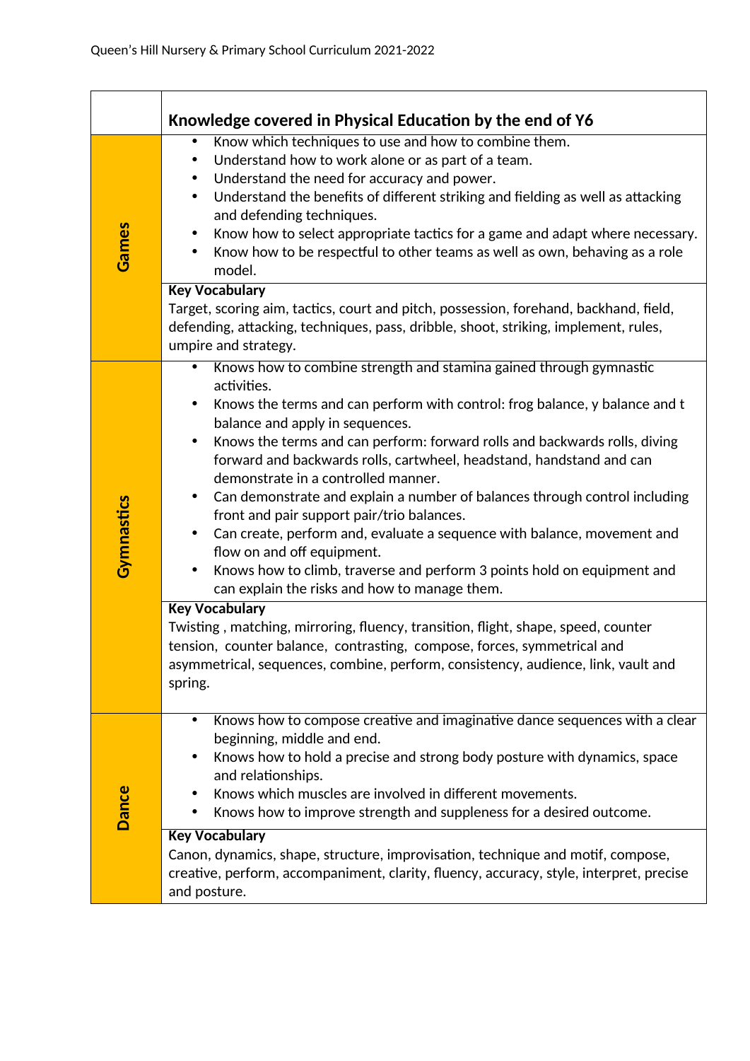| | Knowledge covered in Physical Education by the end of Y6 |
|---|---|
| **Games** | • Know which techniques to use and how to combine them.<br>• Understand how to work alone or as part of a team.<br>• Understand the need for accuracy and power.<br>• Understand the benefits of different striking and fielding as well as attacking and defending techniques.<br>• Know how to select appropriate tactics for a game and adapt where necessary.<br>• Know how to be respectful to other teams as well as own, behaving as a role model. |
| | **Key Vocabulary**<br>Target, scoring aim, tactics, court and pitch, possession, forehand, backhand, field, defending, attacking, techniques, pass, dribble, shoot, striking, implement, rules, umpire and strategy. |
| **Gymnastics** | • Knows how to combine strength and stamina gained through gymnastic activities.<br>• Knows the terms and can perform with control: frog balance, y balance and t balance and apply in sequences.<br>• Knows the terms and can perform: forward rolls and backwards rolls, diving forward and backwards rolls, cartwheel, headstand, handstand and can demonstrate in a controlled manner.<br>• Can demonstrate and explain a number of balances through control including front and pair support pair/trio balances.<br>• Can create, perform and, evaluate a sequence with balance, movement and flow on and off equipment.<br>• Knows how to climb, traverse and perform 3 points hold on equipment and can explain the risks and how to manage them. |
| | **Key Vocabulary**<br>Twisting , matching, mirroring, fluency, transition, flight, shape, speed, counter tension, counter balance, contrasting, compose, forces, symmetrical and asymmetrical, sequences, combine, perform, consistency, audience, link, vault and spring. |
| **Dance** | • Knows how to compose creative and imaginative dance sequences with a clear beginning, middle and end.<br>• Knows how to hold a precise and strong body posture with dynamics, space and relationships.<br>• Knows which muscles are involved in different movements.<br>• Knows how to improve strength and suppleness for a desired outcome. |
| | **Key Vocabulary**<br>Canon, dynamics, shape, structure, improvisation, technique and motif, compose, creative, perform, accompaniment, clarity, fluency, accuracy, style, interpret, precise and posture. |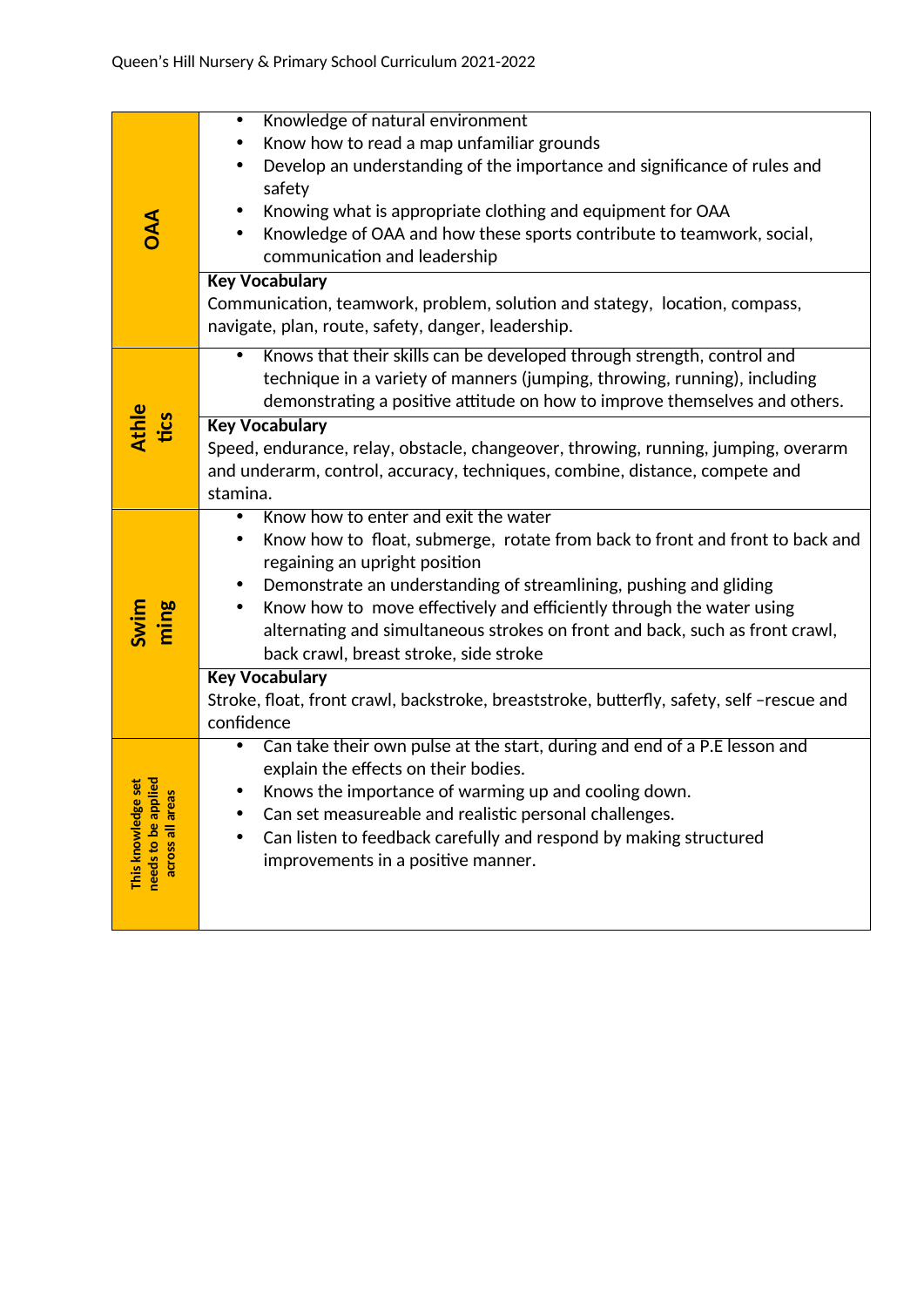| | |
|---|---|
| **OAA** | • Knowledge of natural environment<br>• Know how to read a map unfamiliar grounds<br>• Develop an understanding of the importance and significance of rules and safety<br>• Knowing what is appropriate clothing and equipment for OAA<br>• Knowledge of OAA and how these sports contribute to teamwork, social, communication and leadership |
| | **Key Vocabulary**<br>Communication, teamwork, problem, solution and stategy, location, compass, navigate, plan, route, safety, danger, leadership. |
| **Athletics** | • Knows that their skills can be developed through strength, control and technique in a variety of manners (jumping, throwing, running), including demonstrating a positive attitude on how to improve themselves and others. |
| | **Key Vocabulary**<br>Speed, endurance, relay, obstacle, changeover, throwing, running, jumping, overarm and underarm, control, accuracy, techniques, combine, distance, compete and stamina. |
| **Swimming** | • Know how to enter and exit the water<br>• Know how to float, submerge, rotate from back to front and front to back and regaining an upright position<br>• Demonstrate an understanding of streamlining, pushing and gliding<br>• Know how to move effectively and efficiently through the water using alternating and simultaneous strokes on front and back, such as front crawl, back crawl, breast stroke, side stroke |
| | **Key Vocabulary**<br>Stroke, float, front crawl, backstroke, breaststroke, butterfly, safety, self –rescue and confidence |
| **This knowledge set needs to be applied across all areas** | • Can take their own pulse at the start, during and end of a P.E lesson and explain the effects on their bodies.<br>• Knows the importance of warming up and cooling down.<br>• Can set measureable and realistic personal challenges.<br>• Can listen to feedback carefully and respond by making structured improvements in a positive manner. |